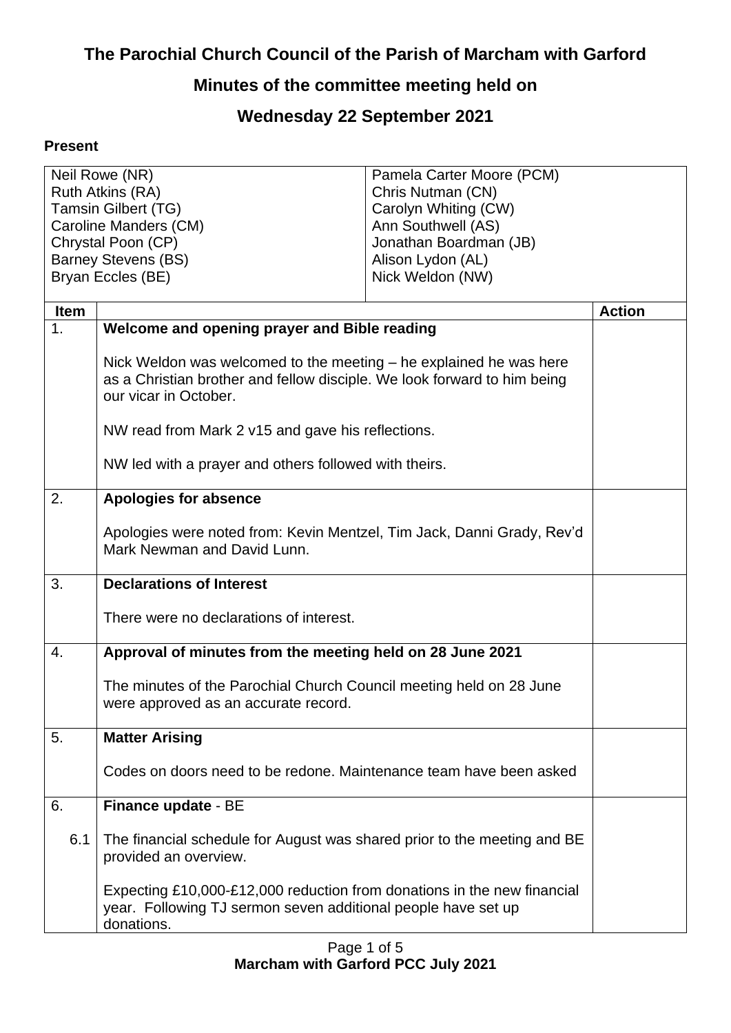# The Parochial Church Council of the Parish of Marcham with Garford

## Minutes of the committee meeting held on

## Wednesday 22 September 2021

**Present**

| | |
|---|---|
| Neil Rowe (NR) | Pamela Carter Moore (PCM) |
| Ruth Atkins (RA) | Chris Nutman (CN) |
| Tamsin Gilbert (TG) | Carolyn Whiting (CW) |
| Caroline Manders (CM) | Ann Southwell (AS) |
| Chrystal Poon (CP) | Jonathan Boardman (JB) |
| Barney Stevens (BS) | Alison Lydon (AL) |
| Bryan Eccles (BE) | Nick Weldon (NW) |

| Item | | Action |
|---|---|---|
| 1. | **Welcome and opening prayer and Bible reading**<br><br>Nick Weldon was welcomed to the meeting – he explained he was here as a Christian brother and fellow disciple. We look forward to him being our vicar in October.<br><br>NW read from Mark 2 v15 and gave his reflections.<br><br>NW led with a prayer and others followed with theirs. | |
| 2. | **Apologies for absence**<br><br>Apologies were noted from: Kevin Mentzel, Tim Jack, Danni Grady, Rev'd Mark Newman and David Lunn. | |
| 3. | **Declarations of Interest**<br><br>There were no declarations of interest. | |
| 4. | **Approval of minutes from the meeting held on 28 June 2021**<br><br>The minutes of the Parochial Church Council meeting held on 28 June were approved as an accurate record. | |
| 5. | **Matter Arising**<br><br>Codes on doors need to be redone. Maintenance team have been asked | |
| 6. | **Finance update** - BE | |
| 6.1 | The financial schedule for August was shared prior to the meeting and BE provided an overview.<br><br>Expecting £10,000-£12,000 reduction from donations in the new financial year. Following TJ sermon seven additional people have set up donations. | |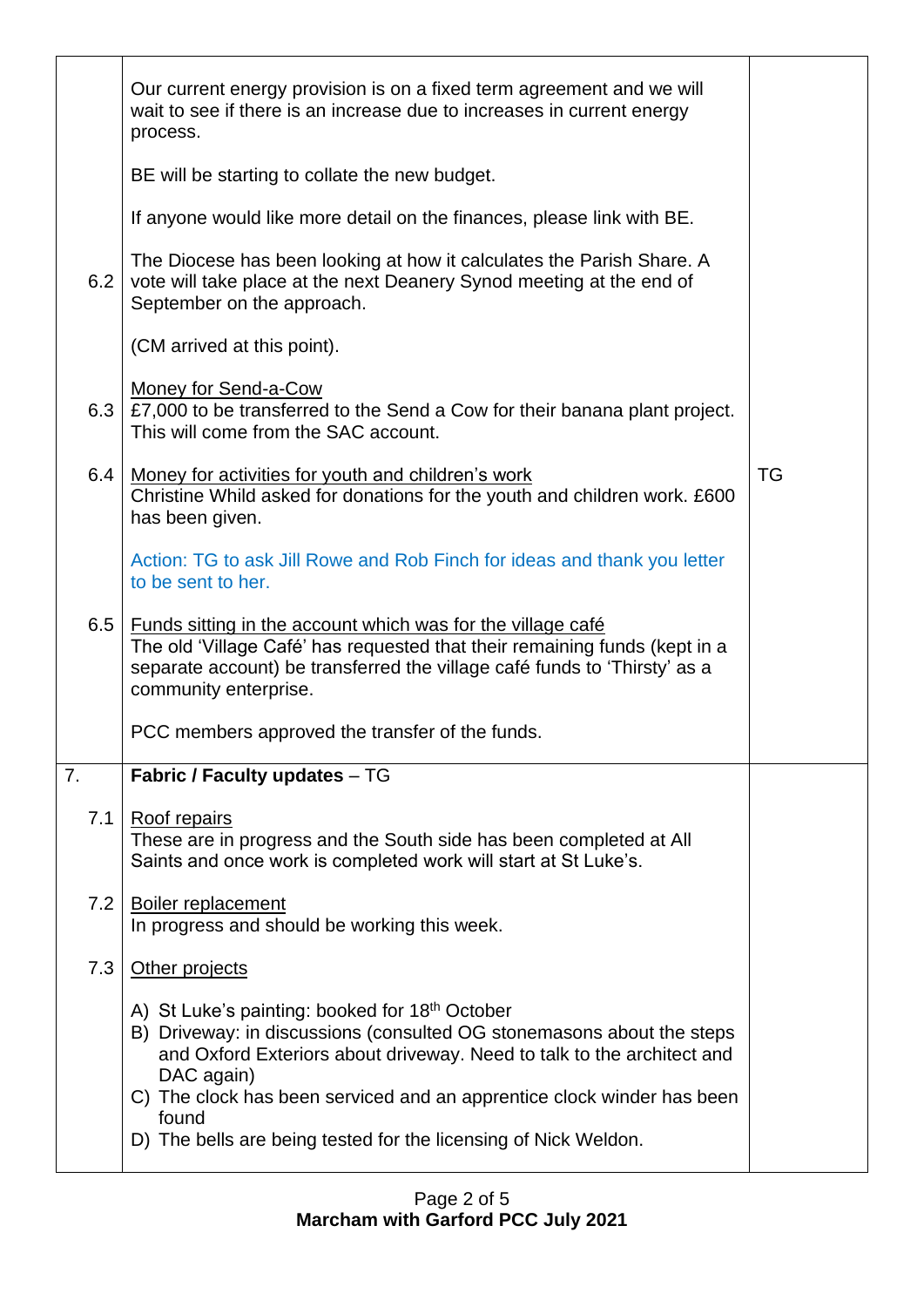| | | |
|---|---|---|
| | Our current energy provision is on a fixed term agreement and we will wait to see if there is an increase due to increases in current energy process.<br><br>BE will be starting to collate the new budget.<br><br>If anyone would like more detail on the finances, please link with BE. | |
| 6.2 | The Diocese has been looking at how it calculates the Parish Share. A vote will take place at the next Deanery Synod meeting at the end of September on the approach.<br><br>(CM arrived at this point). | |
| 6.3 | <u>Money for Send-a-Cow</u><br>£7,000 to be transferred to the Send a Cow for their banana plant project. This will come from the SAC account. | |
| 6.4 | <u>Money for activities for youth and children's work</u><br>Christine Whild asked for donations for the youth and children work. £600 has been given.<br><br>Action: TG to ask Jill Rowe and Rob Finch for ideas and thank you letter to be sent to her. | TG |
| 6.5 | <u>Funds sitting in the account which was for the village café</u><br>The old 'Village Café' has requested that their remaining funds (kept in a separate account) be transferred the village café funds to 'Thirsty' as a community enterprise.<br><br>PCC members approved the transfer of the funds. | |
| 7. | **Fabric / Faculty updates** – TG | |
| 7.1 | <u>Roof repairs</u><br>These are in progress and the South side has been completed at All Saints and once work is completed work will start at St Luke's. | |
| 7.2 | <u>Boiler replacement</u><br>In progress and should be working this week. | |
| 7.3 | <u>Other projects</u><br><br>A) St Luke's painting: booked for 18th October<br>B) Driveway: in discussions (consulted OG stonemasons about the steps and Oxford Exteriors about driveway. Need to talk to the architect and DAC again)<br>C) The clock has been serviced and an apprentice clock winder has been found<br>D) The bells are being tested for the licensing of Nick Weldon. | |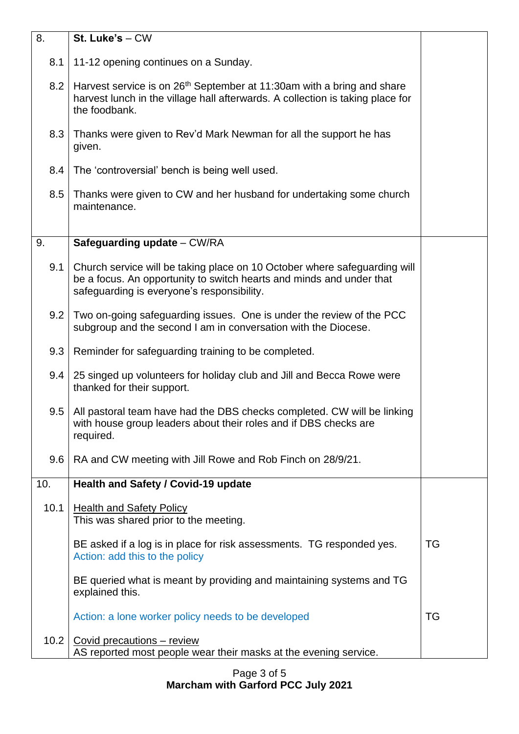| | | |
|---|---|---|
| 8. | **St. Luke's** – CW | |
| 8.1 | 11-12 opening continues on a Sunday. | |
| 8.2 | Harvest service is on 26th September at 11:30am with a bring and share harvest lunch in the village hall afterwards. A collection is taking place for the foodbank. | |
| 8.3 | Thanks were given to Rev'd Mark Newman for all the support he has given. | |
| 8.4 | The 'controversial' bench is being well used. | |
| 8.5 | Thanks were given to CW and her husband for undertaking some church maintenance. | |
| 9. | **Safeguarding update** – CW/RA | |
| 9.1 | Church service will be taking place on 10 October where safeguarding will be a focus. An opportunity to switch hearts and minds and under that safeguarding is everyone's responsibility. | |
| 9.2 | Two on-going safeguarding issues. One is under the review of the PCC subgroup and the second I am in conversation with the Diocese. | |
| 9.3 | Reminder for safeguarding training to be completed. | |
| 9.4 | 25 singed up volunteers for holiday club and Jill and Becca Rowe were thanked for their support. | |
| 9.5 | All pastoral team have had the DBS checks completed. CW will be linking with house group leaders about their roles and if DBS checks are required. | |
| 9.6 | RA and CW meeting with Jill Rowe and Rob Finch on 28/9/21. | |
| 10. | **Health and Safety / Covid-19 update** | |
| 10.1 | Health and Safety Policy<br>This was shared prior to the meeting. | |
| | BE asked if a log is in place for risk assessments. TG responded yes.<br>Action: add this to the policy | TG |
| | BE queried what is meant by providing and maintaining systems and TG explained this. | |
| | Action: a lone worker policy needs to be developed | TG |
| 10.2 | Covid precautions – review<br>AS reported most people wear their masks at the evening service. | |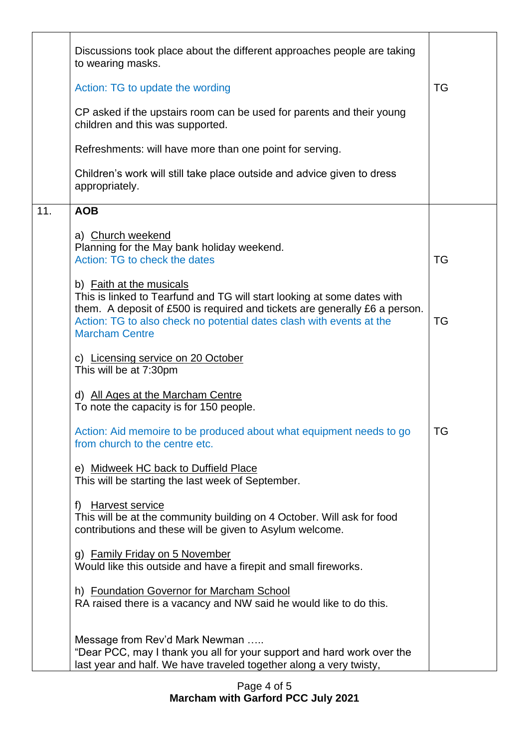| | | |
|---|---|---|
| | Discussions took place about the different approaches people are taking to wearing masks.<br><br>Action: TG to update the wording<br><br>CP asked if the upstairs room can be used for parents and their young children and this was supported.<br><br>Refreshments: will have more than one point for serving.<br><br>Children's work will still take place outside and advice given to dress appropriately. | <br><br><br>TG |
| 11. | **AOB**<br><br>a) <u>Church weekend</u><br>Planning for the May bank holiday weekend.<br>Action: TG to check the dates<br><br>b) <u>Faith at the musicals</u><br>This is linked to Tearfund and TG will start looking at some dates with them. A deposit of £500 is required and tickets are generally £6 a person.<br>Action: TG to also check no potential dates clash with events at the Marcham Centre<br><br>c) <u>Licensing service on 20 October</u><br>This will be at 7:30pm<br><br>d) <u>All Ages at the Marcham Centre</u><br>To note the capacity is for 150 people.<br><br>Action: Aid memoire to be produced about what equipment needs to go from church to the centre etc.<br><br>e) <u>Midweek HC back to Duffield Place</u><br>This will be starting the last week of September.<br><br>f) <u>Harvest service</u><br>This will be at the community building on 4 October. Will ask for food contributions and these will be given to Asylum welcome.<br><br>g) <u>Family Friday on 5 November</u><br>Would like this outside and have a firepit and small fireworks.<br><br>h) <u>Foundation Governor for Marcham School</u><br>RA raised there is a vacancy and NW said he would like to do this.<br><br><br>Message from Rev'd Mark Newman .....<br>"Dear PCC, may I thank you all for your support and hard work over the last year and half. We have traveled together along a very twisty, | <br><br><br><br>TG<br><br><br><br><br>TG<br><br><br><br><br><br><br><br>TG |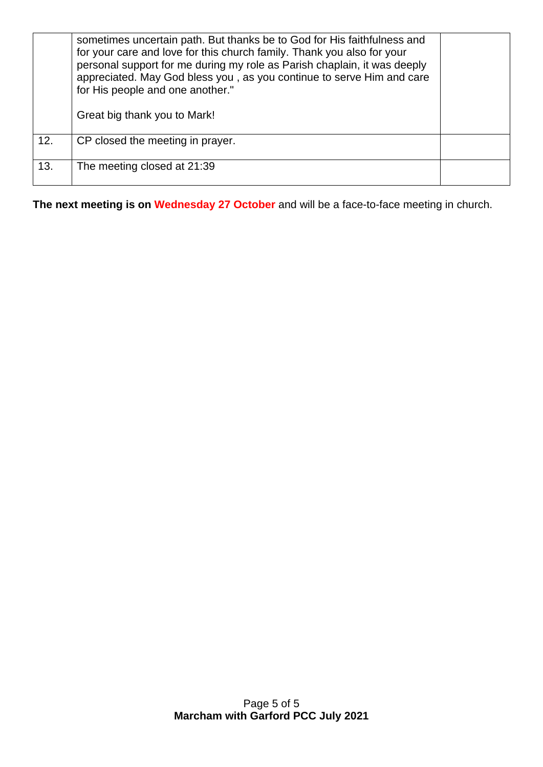| | | |
|---|---|---|
| | sometimes uncertain path. But thanks be to God for His faithfulness and for your care and love for this church family. Thank you also for your personal support for me during my role as Parish chaplain, it was deeply appreciated. May God bless you , as you continue to serve Him and care for His people and one another."<br><br>Great big thank you to Mark! | |
| 12. | CP closed the meeting in prayer. | |
| 13. | The meeting closed at 21:39 | |

**The next meeting is on Wednesday 27 October** and will be a face-to-face meeting in church.